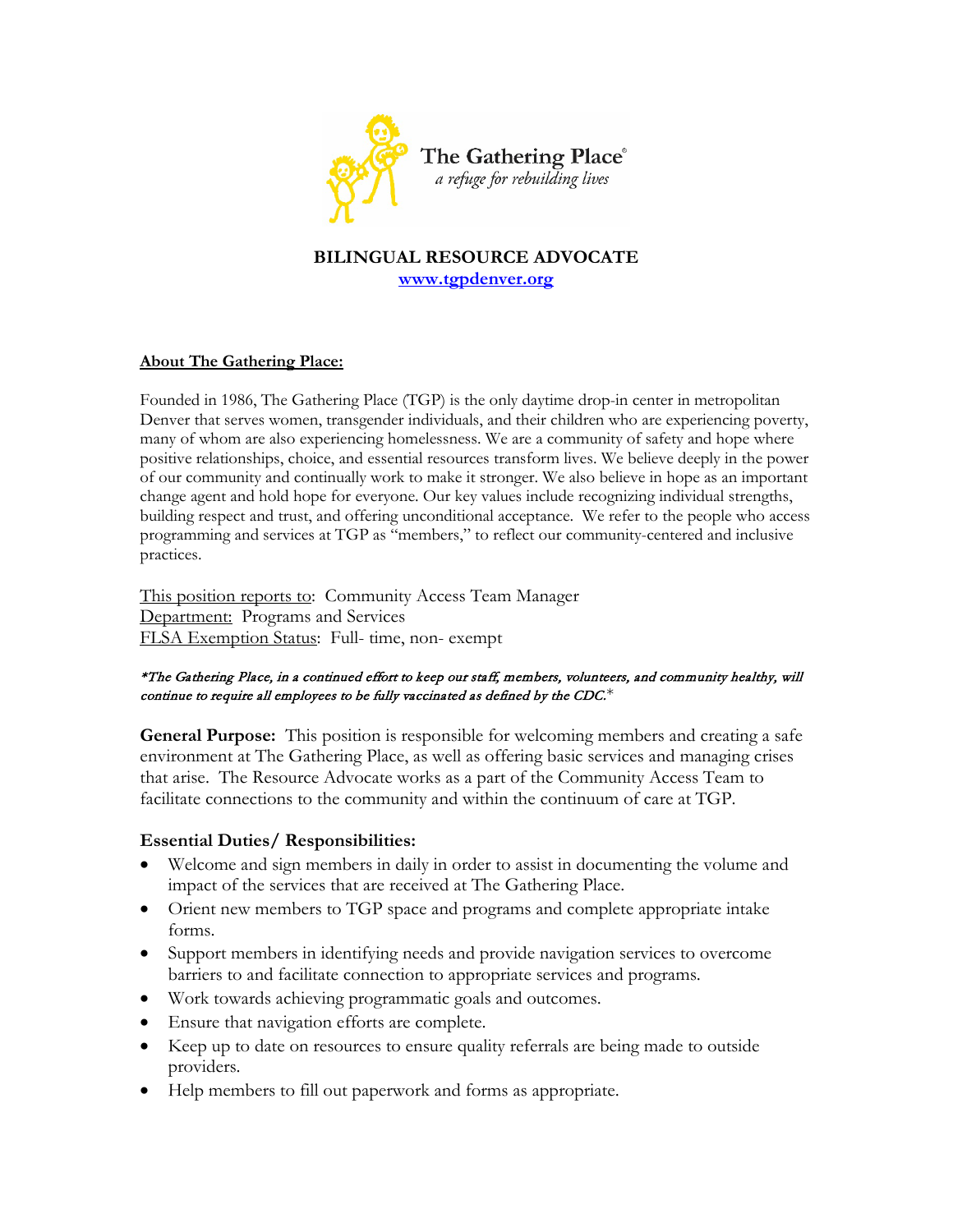The Gathering Place®
*a refuge for rebuilding lives*

# BILINGUAL RESOURCE ADVOCATE

[www.tgpdenver.org](http://www.tgpdenver.org)

## About The Gathering Place:

Founded in 1986, The Gathering Place (TGP) is the only daytime drop-in center in metropolitan Denver that serves women, transgender individuals, and their children who are experiencing poverty, many of whom are also experiencing homelessness. We are a community of safety and hope where positive relationships, choice, and essential resources transform lives. We believe deeply in the power of our community and continually work to make it stronger. We also believe in hope as an important change agent and hold hope for everyone. Our key values include recognizing individual strengths, building respect and trust, and offering unconditional acceptance. We refer to the people who access programming and services at TGP as "members," to reflect our community-centered and inclusive practices.

This position reports to: Community Access Team Manager
Department: Programs and Services
FLSA Exemption Status: Full- time, non- exempt

*\*The Gathering Place, in a continued effort to keep our staff, members, volunteers, and community healthy, will continue to require all employees to be fully vaccinated as defined by the CDC.\**

**General Purpose:** This position is responsible for welcoming members and creating a safe environment at The Gathering Place, as well as offering basic services and managing crises that arise. The Resource Advocate works as a part of the Community Access Team to facilitate connections to the community and within the continuum of care at TGP.

### Essential Duties/ Responsibilities:

- Welcome and sign members in daily in order to assist in documenting the volume and impact of the services that are received at The Gathering Place.
- Orient new members to TGP space and programs and complete appropriate intake forms.
- Support members in identifying needs and provide navigation services to overcome barriers to and facilitate connection to appropriate services and programs.
- Work towards achieving programmatic goals and outcomes.
- Ensure that navigation efforts are complete.
- Keep up to date on resources to ensure quality referrals are being made to outside providers.
- Help members to fill out paperwork and forms as appropriate.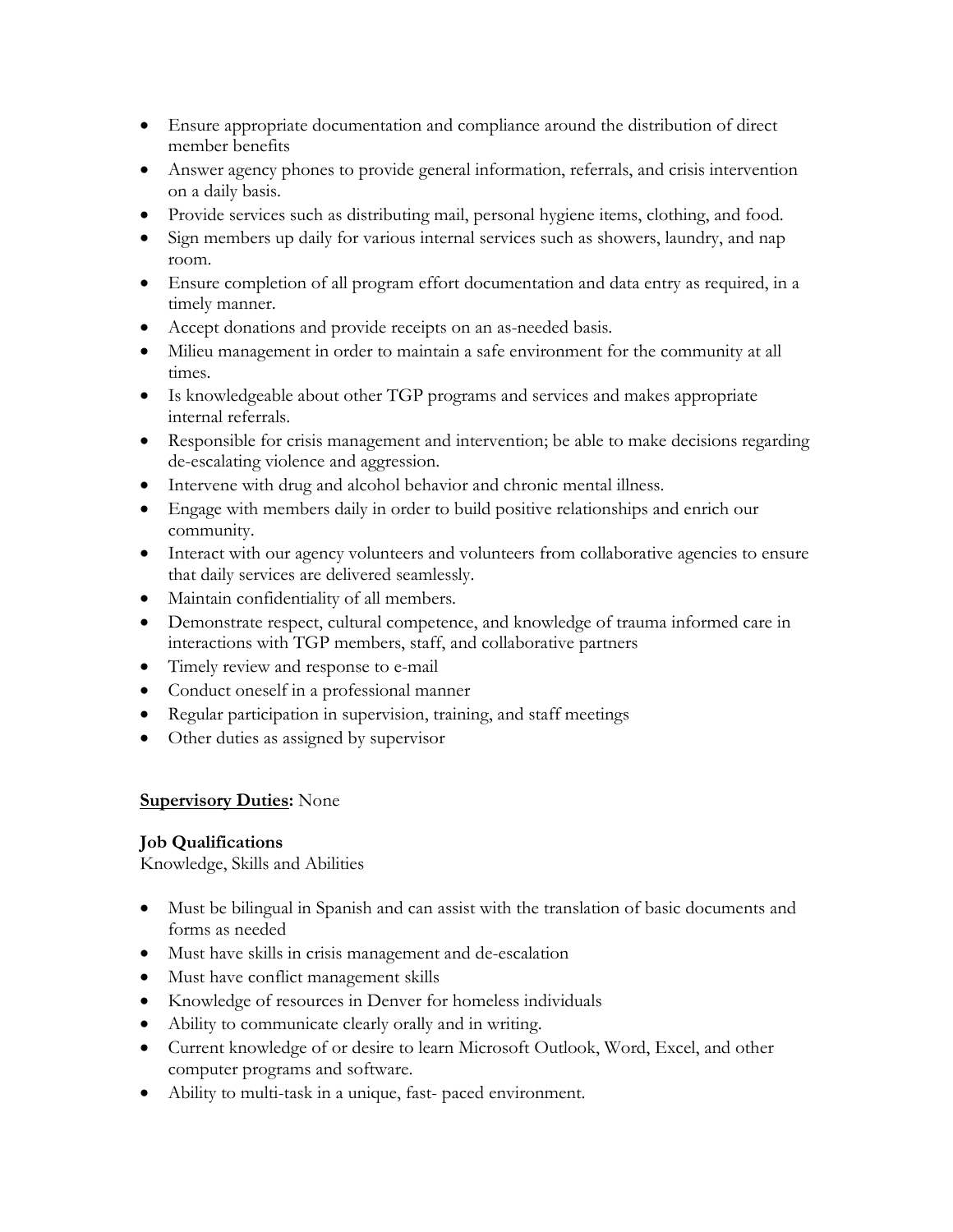- Ensure appropriate documentation and compliance around the distribution of direct member benefits
- Answer agency phones to provide general information, referrals, and crisis intervention on a daily basis.
- Provide services such as distributing mail, personal hygiene items, clothing, and food.
- Sign members up daily for various internal services such as showers, laundry, and nap room.
- Ensure completion of all program effort documentation and data entry as required, in a timely manner.
- Accept donations and provide receipts on an as-needed basis.
- Milieu management in order to maintain a safe environment for the community at all times.
- Is knowledgeable about other TGP programs and services and makes appropriate internal referrals.
- Responsible for crisis management and intervention; be able to make decisions regarding de-escalating violence and aggression.
- Intervene with drug and alcohol behavior and chronic mental illness.
- Engage with members daily in order to build positive relationships and enrich our community.
- Interact with our agency volunteers and volunteers from collaborative agencies to ensure that daily services are delivered seamlessly.
- Maintain confidentiality of all members.
- Demonstrate respect, cultural competence, and knowledge of trauma informed care in interactions with TGP members, staff, and collaborative partners
- Timely review and response to e-mail
- Conduct oneself in a professional manner
- Regular participation in supervision, training, and staff meetings
- Other duties as assigned by supervisor

**<u>Supervisory Duties</u>:** None

**Job Qualifications**

Knowledge, Skills and Abilities

- Must be bilingual in Spanish and can assist with the translation of basic documents and forms as needed
- Must have skills in crisis management and de-escalation
- Must have conflict management skills
- Knowledge of resources in Denver for homeless individuals
- Ability to communicate clearly orally and in writing.
- Current knowledge of or desire to learn Microsoft Outlook, Word, Excel, and other computer programs and software.
- Ability to multi-task in a unique, fast- paced environment.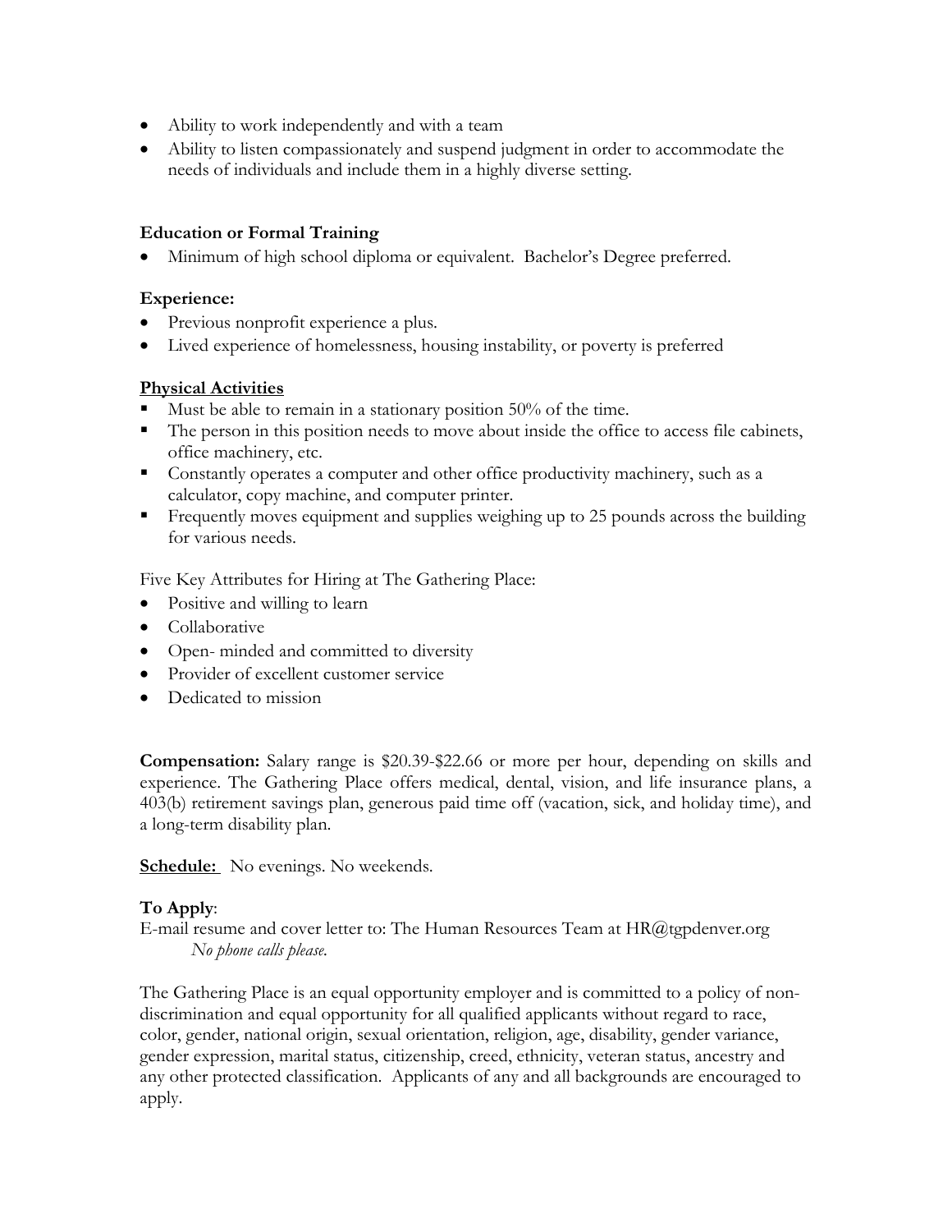- Ability to work independently and with a team
- Ability to listen compassionately and suspend judgment in order to accommodate the needs of individuals and include them in a highly diverse setting.

**Education or Formal Training**

- Minimum of high school diploma or equivalent. Bachelor's Degree preferred.

**Experience:**

- Previous nonprofit experience a plus.
- Lived experience of homelessness, housing instability, or poverty is preferred

**Physical Activities**

- Must be able to remain in a stationary position 50% of the time.
- The person in this position needs to move about inside the office to access file cabinets, office machinery, etc.
- Constantly operates a computer and other office productivity machinery, such as a calculator, copy machine, and computer printer.
- Frequently moves equipment and supplies weighing up to 25 pounds across the building for various needs.

Five Key Attributes for Hiring at The Gathering Place:

- Positive and willing to learn
- Collaborative
- Open- minded and committed to diversity
- Provider of excellent customer service
- Dedicated to mission

**Compensation:** Salary range is $20.39-$22.66 or more per hour, depending on skills and experience. The Gathering Place offers medical, dental, vision, and life insurance plans, a 403(b) retirement savings plan, generous paid time off (vacation, sick, and holiday time), and a long-term disability plan.

**Schedule:** No evenings. No weekends.

**To Apply**:
E-mail resume and cover letter to: The Human Resources Team at HR@tgpdenver.org
*No phone calls please.*

The Gathering Place is an equal opportunity employer and is committed to a policy of non-discrimination and equal opportunity for all qualified applicants without regard to race, color, gender, national origin, sexual orientation, religion, age, disability, gender variance, gender expression, marital status, citizenship, creed, ethnicity, veteran status, ancestry and any other protected classification. Applicants of any and all backgrounds are encouraged to apply.